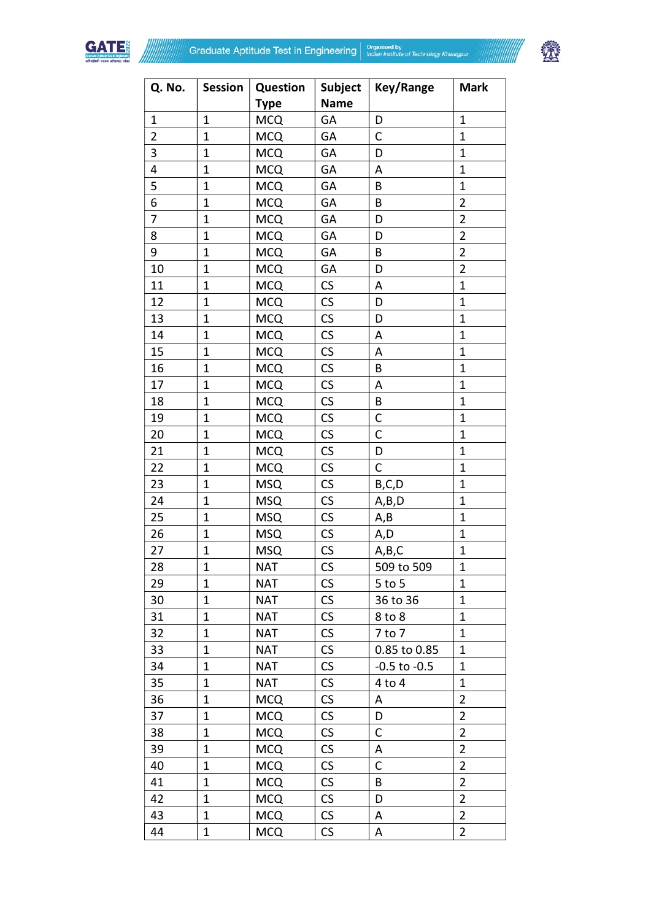| Q. No. | Session | Question Type | Subject Name | Key/Range | Mark |
|---|---|---|---|---|---|
| 1 | 1 | MCQ | GA | D | 1 |
| 2 | 1 | MCQ | GA | C | 1 |
| 3 | 1 | MCQ | GA | D | 1 |
| 4 | 1 | MCQ | GA | A | 1 |
| 5 | 1 | MCQ | GA | B | 1 |
| 6 | 1 | MCQ | GA | B | 2 |
| 7 | 1 | MCQ | GA | D | 2 |
| 8 | 1 | MCQ | GA | D | 2 |
| 9 | 1 | MCQ | GA | B | 2 |
| 10 | 1 | MCQ | GA | D | 2 |
| 11 | 1 | MCQ | CS | A | 1 |
| 12 | 1 | MCQ | CS | D | 1 |
| 13 | 1 | MCQ | CS | D | 1 |
| 14 | 1 | MCQ | CS | A | 1 |
| 15 | 1 | MCQ | CS | A | 1 |
| 16 | 1 | MCQ | CS | B | 1 |
| 17 | 1 | MCQ | CS | A | 1 |
| 18 | 1 | MCQ | CS | B | 1 |
| 19 | 1 | MCQ | CS | C | 1 |
| 20 | 1 | MCQ | CS | C | 1 |
| 21 | 1 | MCQ | CS | D | 1 |
| 22 | 1 | MCQ | CS | C | 1 |
| 23 | 1 | MSQ | CS | B,C,D | 1 |
| 24 | 1 | MSQ | CS | A,B,D | 1 |
| 25 | 1 | MSQ | CS | A,B | 1 |
| 26 | 1 | MSQ | CS | A,D | 1 |
| 27 | 1 | MSQ | CS | A,B,C | 1 |
| 28 | 1 | NAT | CS | 509 to 509 | 1 |
| 29 | 1 | NAT | CS | 5 to 5 | 1 |
| 30 | 1 | NAT | CS | 36 to 36 | 1 |
| 31 | 1 | NAT | CS | 8 to 8 | 1 |
| 32 | 1 | NAT | CS | 7 to 7 | 1 |
| 33 | 1 | NAT | CS | 0.85 to 0.85 | 1 |
| 34 | 1 | NAT | CS | -0.5 to -0.5 | 1 |
| 35 | 1 | NAT | CS | 4 to 4 | 1 |
| 36 | 1 | MCQ | CS | A | 2 |
| 37 | 1 | MCQ | CS | D | 2 |
| 38 | 1 | MCQ | CS | C | 2 |
| 39 | 1 | MCQ | CS | A | 2 |
| 40 | 1 | MCQ | CS | C | 2 |
| 41 | 1 | MCQ | CS | B | 2 |
| 42 | 1 | MCQ | CS | D | 2 |
| 43 | 1 | MCQ | CS | A | 2 |
| 44 | 1 | MCQ | CS | A | 2 |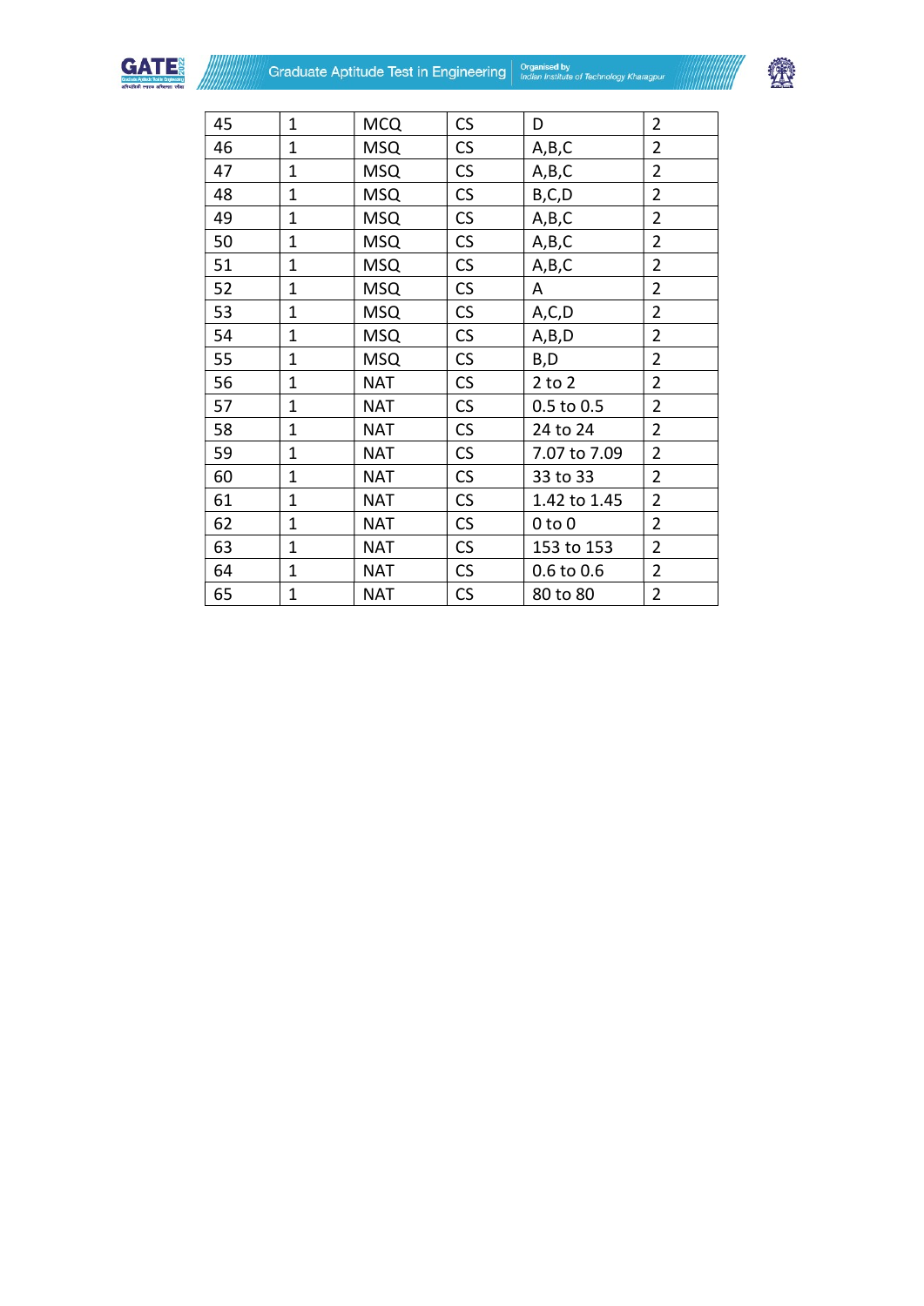| | | | | | |
|---|---|---|---|---|---|
| 45 | 1 | MCQ | CS | D | 2 |
| 46 | 1 | MSQ | CS | A,B,C | 2 |
| 47 | 1 | MSQ | CS | A,B,C | 2 |
| 48 | 1 | MSQ | CS | B,C,D | 2 |
| 49 | 1 | MSQ | CS | A,B,C | 2 |
| 50 | 1 | MSQ | CS | A,B,C | 2 |
| 51 | 1 | MSQ | CS | A,B,C | 2 |
| 52 | 1 | MSQ | CS | A | 2 |
| 53 | 1 | MSQ | CS | A,C,D | 2 |
| 54 | 1 | MSQ | CS | A,B,D | 2 |
| 55 | 1 | MSQ | CS | B,D | 2 |
| 56 | 1 | NAT | CS | 2 to 2 | 2 |
| 57 | 1 | NAT | CS | 0.5 to 0.5 | 2 |
| 58 | 1 | NAT | CS | 24 to 24 | 2 |
| 59 | 1 | NAT | CS | 7.07 to 7.09 | 2 |
| 60 | 1 | NAT | CS | 33 to 33 | 2 |
| 61 | 1 | NAT | CS | 1.42 to 1.45 | 2 |
| 62 | 1 | NAT | CS | 0 to 0 | 2 |
| 63 | 1 | NAT | CS | 153 to 153 | 2 |
| 64 | 1 | NAT | CS | 0.6 to 0.6 | 2 |
| 65 | 1 | NAT | CS | 80 to 80 | 2 |